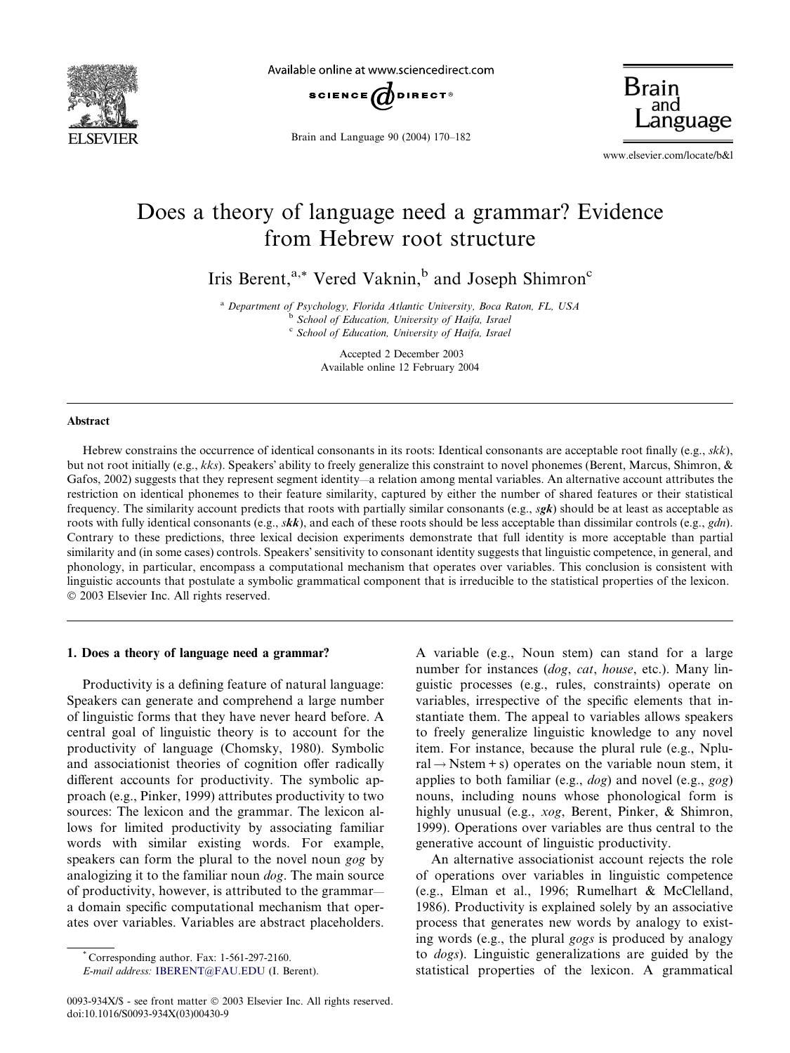# Does a theory of language need a grammar? Evidence from Hebrew root structure

Iris Berent,[a,*] Vered Vaknin,[b] and Joseph Shimron[c]

[a] *Department of Psychology, Florida Atlantic University, Boca Raton, FL, USA*
[b] *School of Education, University of Haifa, Israel*
[c] *School of Education, University of Haifa, Israel*

Accepted 2 December 2003
Available online 12 February 2004

## Abstract

Hebrew constrains the occurrence of identical consonants in its roots: Identical consonants are acceptable root finally (e.g., *skk*), but not root initially (e.g., *kks*). Speakers' ability to freely generalize this constraint to novel phonemes (Berent, Marcus, Shimron, & Gafos, 2002) suggests that they represent segment identity—a relation among mental variables. An alternative account attributes the restriction on identical phonemes to their feature similarity, captured by either the number of shared features or their statistical frequency. The similarity account predicts that roots with partially similar consonants (e.g., *sgk*) should be at least as acceptable as roots with fully identical consonants (e.g., *skk*), and each of these roots should be less acceptable than dissimilar controls (e.g., *gdn*). Contrary to these predictions, three lexical decision experiments demonstrate that full identity is more acceptable than partial similarity and (in some cases) controls. Speakers' sensitivity to consonant identity suggests that linguistic competence, in general, and phonology, in particular, encompass a computational mechanism that operates over variables. This conclusion is consistent with linguistic accounts that postulate a symbolic grammatical component that is irreducible to the statistical properties of the lexicon.
© 2003 Elsevier Inc. All rights reserved.

## 1. Does a theory of language need a grammar?

Productivity is a defining feature of natural language: Speakers can generate and comprehend a large number of linguistic forms that they have never heard before. A central goal of linguistic theory is to account for the productivity of language (Chomsky, 1980). Symbolic and associationist theories of cognition offer radically different accounts for productivity. The symbolic approach (e.g., Pinker, 1999) attributes productivity to two sources: The lexicon and the grammar. The lexicon allows for limited productivity by associating familiar words with similar existing words. For example, speakers can form the plural to the novel noun *gog* by analogizing it to the familiar noun *dog*. The main source of productivity, however, is attributed to the grammar—a domain specific computational mechanism that operates over variables. Variables are abstract placeholders. A variable (e.g., Noun stem) can stand for a large number for instances (*dog*, *cat*, *house*, etc.). Many linguistic processes (e.g., rules, constraints) operate on variables, irrespective of the specific elements that instantiate them. The appeal to variables allows speakers to freely generalize linguistic knowledge to any novel item. For instance, because the plural rule (e.g., Nplural → Nstem + s) operates on the variable noun stem, it applies to both familiar (e.g., *dog*) and novel (e.g., *gog*) nouns, including nouns whose phonological form is highly unusual (e.g., *xog*, Berent, Pinker, & Shimron, 1999). Operations over variables are thus central to the generative account of linguistic productivity.

An alternative associationist account rejects the role of operations over variables in linguistic competence (e.g., Elman et al., 1996; Rumelhart & McClelland, 1986). Productivity is explained solely by an associative process that generates new words by analogy to existing words (e.g., the plural *gogs* is produced by analogy to *dogs*). Linguistic generalizations are guided by the statistical properties of the lexicon. A grammatical

---

\* Corresponding author. Fax: 1-561-297-2160.
*E-mail address:* IBERENT@FAU.EDU (I. Berent).

0093-934X/$ - see front matter © 2003 Elsevier Inc. All rights reserved.
doi:10.1016/S0093-934X(03)00430-9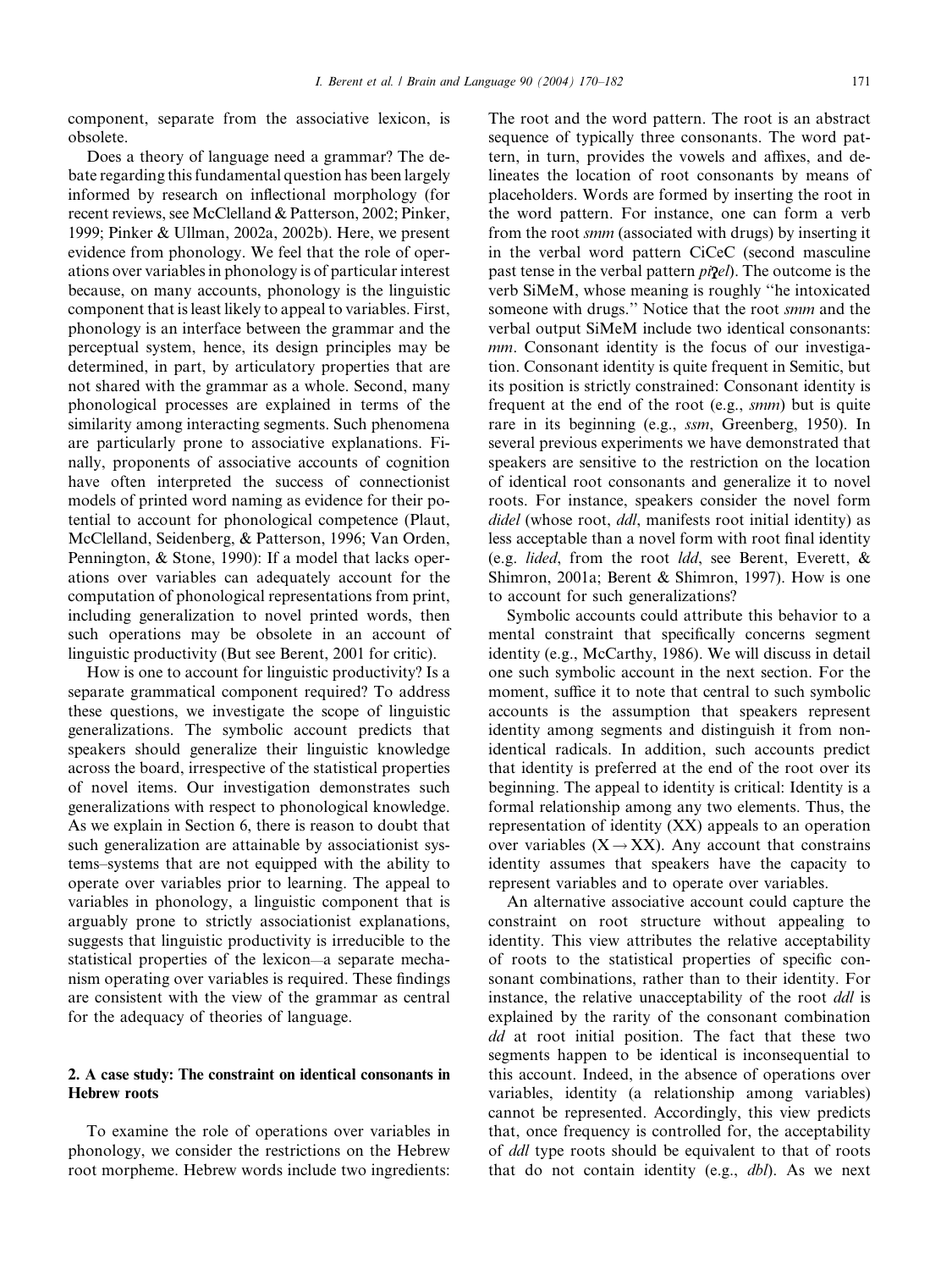component, separate from the associative lexicon, is obsolete.

Does a theory of language need a grammar? The debate regarding this fundamental question has been largely informed by research on inflectional morphology (for recent reviews, see McClelland & Patterson, 2002; Pinker, 1999; Pinker & Ullman, 2002a, 2002b). Here, we present evidence from phonology. We feel that the role of operations over variables in phonology is of particular interest because, on many accounts, phonology is the linguistic component that is least likely to appeal to variables. First, phonology is an interface between the grammar and the perceptual system, hence, its design principles may be determined, in part, by articulatory properties that are not shared with the grammar as a whole. Second, many phonological processes are explained in terms of the similarity among interacting segments. Such phenomena are particularly prone to associative explanations. Finally, proponents of associative accounts of cognition have often interpreted the success of connectionist models of printed word naming as evidence for their potential to account for phonological competence (Plaut, McClelland, Seidenberg, & Patterson, 1996; Van Orden, Pennington, & Stone, 1990): If a model that lacks operations over variables can adequately account for the computation of phonological representations from print, including generalization to novel printed words, then such operations may be obsolete in an account of linguistic productivity (But see Berent, 2001 for critic).

How is one to account for linguistic productivity? Is a separate grammatical component required? To address these questions, we investigate the scope of linguistic generalizations. The symbolic account predicts that speakers should generalize their linguistic knowledge across the board, irrespective of the statistical properties of novel items. Our investigation demonstrates such generalizations with respect to phonological knowledge. As we explain in Section 6, there is reason to doubt that such generalization are attainable by associationist systems–systems that are not equipped with the ability to operate over variables prior to learning. The appeal to variables in phonology, a linguistic component that is arguably prone to strictly associationist explanations, suggests that linguistic productivity is irreducible to the statistical properties of the lexicon—a separate mechanism operating over variables is required. These findings are consistent with the view of the grammar as central for the adequacy of theories of language.

## 2. A case study: The constraint on identical consonants in Hebrew roots

To examine the role of operations over variables in phonology, we consider the restrictions on the Hebrew root morpheme. Hebrew words include two ingredients: The root and the word pattern. The root is an abstract sequence of typically three consonants. The word pattern, in turn, provides the vowels and affixes, and delineates the location of root consonants by means of placeholders. Words are formed by inserting the root in the word pattern. For instance, one can form a verb from the root *smm* (associated with drugs) by inserting it in the verbal word pattern CiCeC (second masculine past tense in the verbal pattern *piʕel*). The outcome is the verb SiMeM, whose meaning is roughly "he intoxicated someone with drugs." Notice that the root *smm* and the verbal output SiMeM include two identical consonants: *mm*. Consonant identity is the focus of our investigation. Consonant identity is quite frequent in Semitic, but its position is strictly constrained: Consonant identity is frequent at the end of the root (e.g., *smm*) but is quite rare in its beginning (e.g., *ssm*, Greenberg, 1950). In several previous experiments we have demonstrated that speakers are sensitive to the restriction on the location of identical root consonants and generalize it to novel roots. For instance, speakers consider the novel form *didel* (whose root, *ddl*, manifests root initial identity) as less acceptable than a novel form with root final identity (e.g. *lided*, from the root *ldd*, see Berent, Everett, & Shimron, 2001a; Berent & Shimron, 1997). How is one to account for such generalizations?

Symbolic accounts could attribute this behavior to a mental constraint that specifically concerns segment identity (e.g., McCarthy, 1986). We will discuss in detail one such symbolic account in the next section. For the moment, suffice it to note that central to such symbolic accounts is the assumption that speakers represent identity among segments and distinguish it from non-identical radicals. In addition, such accounts predict that identity is preferred at the end of the root over its beginning. The appeal to identity is critical: Identity is a formal relationship among any two elements. Thus, the representation of identity (XX) appeals to an operation over variables ($X \rightarrow XX$). Any account that constrains identity assumes that speakers have the capacity to represent variables and to operate over variables.

An alternative associative account could capture the constraint on root structure without appealing to identity. This view attributes the relative acceptability of roots to the statistical properties of specific consonant combinations, rather than to their identity. For instance, the relative unacceptability of the root *ddl* is explained by the rarity of the consonant combination *dd* at root initial position. The fact that these two segments happen to be identical is inconsequential to this account. Indeed, in the absence of operations over variables, identity (a relationship among variables) cannot be represented. Accordingly, this view predicts that, once frequency is controlled for, the acceptability of *ddl* type roots should be equivalent to that of roots that do not contain identity (e.g., *dbl*). As we next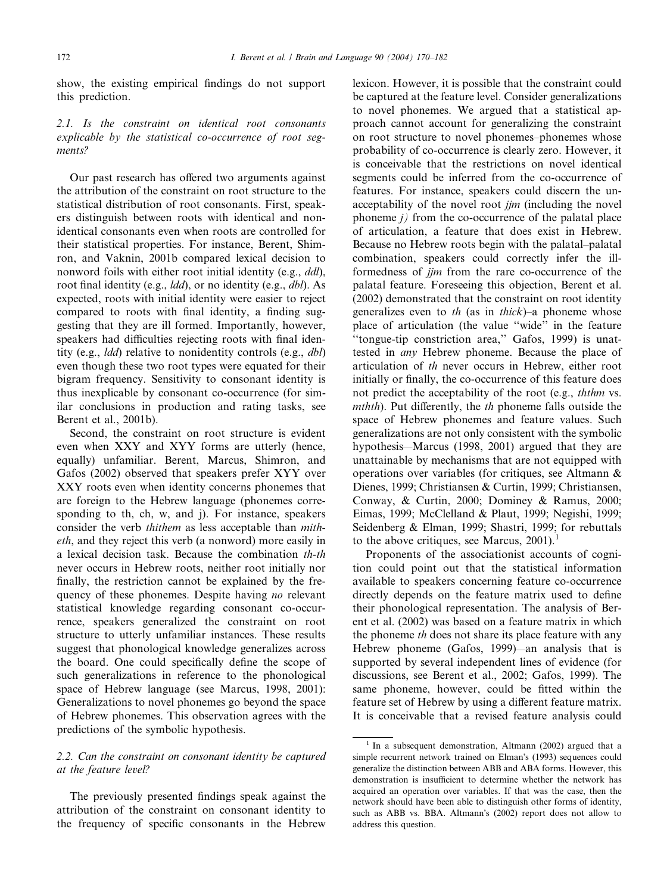show, the existing empirical findings do not support this prediction.

### 2.1. Is the constraint on identical root consonants explicable by the statistical co-occurrence of root segments?

Our past research has offered two arguments against the attribution of the constraint on root structure to the statistical distribution of root consonants. First, speakers distinguish between roots with identical and nonidentical consonants even when roots are controlled for their statistical properties. For instance, Berent, Shimron, and Vaknin, 2001b compared lexical decision to nonword foils with either root initial identity (e.g., *ddl*), root final identity (e.g., *ldd*), or no identity (e.g., *dbl*). As expected, roots with initial identity were easier to reject compared to roots with final identity, a finding suggesting that they are ill formed. Importantly, however, speakers had difficulties rejecting roots with final identity (e.g., *ldd*) relative to nonidentity controls (e.g., *dbl*) even though these two root types were equated for their bigram frequency. Sensitivity to consonant identity is thus inexplicable by consonant co-occurrence (for similar conclusions in production and rating tasks, see Berent et al., 2001b).

Second, the constraint on root structure is evident even when XXY and XYY forms are utterly (hence, equally) unfamiliar. Berent, Marcus, Shimron, and Gafos (2002) observed that speakers prefer XYY over XXY roots even when identity concerns phonemes that are foreign to the Hebrew language (phonemes corresponding to th, ch, w, and j). For instance, speakers consider the verb *thithem* as less acceptable than *mitheth*, and they reject this verb (a nonword) more easily in a lexical decision task. Because the combination *th-th* never occurs in Hebrew roots, neither root initially nor finally, the restriction cannot be explained by the frequency of these phonemes. Despite having *no* relevant statistical knowledge regarding consonant co-occurrence, speakers generalized the constraint on root structure to utterly unfamiliar instances. These results suggest that phonological knowledge generalizes across the board. One could specifically define the scope of such generalizations in reference to the phonological space of Hebrew language (see Marcus, 1998, 2001): Generalizations to novel phonemes go beyond the space of Hebrew phonemes. This observation agrees with the predictions of the symbolic hypothesis.

### 2.2. Can the constraint on consonant identity be captured at the feature level?

The previously presented findings speak against the attribution of the constraint on consonant identity to the frequency of specific consonants in the Hebrew lexicon. However, it is possible that the constraint could be captured at the feature level. Consider generalizations to novel phonemes. We argued that a statistical approach cannot account for generalizing the constraint on root structure to novel phonemes–phonemes whose probability of co-occurrence is clearly zero. However, it is conceivable that the restrictions on novel identical segments could be inferred from the co-occurrence of features. For instance, speakers could discern the unacceptability of the novel root *jjm* (including the novel phoneme *j)* from the co-occurrence of the palatal place of articulation, a feature that does exist in Hebrew. Because no Hebrew roots begin with the palatal–palatal combination, speakers could correctly infer the ill-formedness of *jjm* from the rare co-occurrence of the palatal feature. Foreseeing this objection, Berent et al. (2002) demonstrated that the constraint on root identity generalizes even to *th* (as in *thick*)–a phoneme whose place of articulation (the value "wide" in the feature "tongue-tip constriction area," Gafos, 1999) is unattested in *any* Hebrew phoneme. Because the place of articulation of *th* never occurs in Hebrew, either root initially or finally, the co-occurrence of this feature does not predict the acceptability of the root (e.g., *ththm* vs. *mthth*). Put differently, the *th* phoneme falls outside the space of Hebrew phonemes and feature values. Such generalizations are not only consistent with the symbolic hypothesis—Marcus (1998, 2001) argued that they are unattainable by mechanisms that are not equipped with operations over variables (for critiques, see Altmann & Dienes, 1999; Christiansen & Curtin, 1999; Christiansen, Conway, & Curtin, 2000; Dominey & Ramus, 2000; Eimas, 1999; McClelland & Plaut, 1999; Negishi, 1999; Seidenberg & Elman, 1999; Shastri, 1999; for rebuttals to the above critiques, see Marcus, 2001).[1]

Proponents of the associationist accounts of cognition could point out that the statistical information available to speakers concerning feature co-occurrence directly depends on the feature matrix used to define their phonological representation. The analysis of Berent et al. (2002) was based on a feature matrix in which the phoneme *th* does not share its place feature with any Hebrew phoneme (Gafos, 1999)—an analysis that is supported by several independent lines of evidence (for discussions, see Berent et al., 2002; Gafos, 1999). The same phoneme, however, could be fitted within the feature set of Hebrew by using a different feature matrix. It is conceivable that a revised feature analysis could

---

[1] In a subsequent demonstration, Altmann (2002) argued that a simple recurrent network trained on Elman's (1993) sequences could generalize the distinction between ABB and ABA forms. However, this demonstration is insufficient to determine whether the network has acquired an operation over variables. If that was the case, then the network should have been able to distinguish other forms of identity, such as ABB vs. BBA. Altmann's (2002) report does not allow to address this question.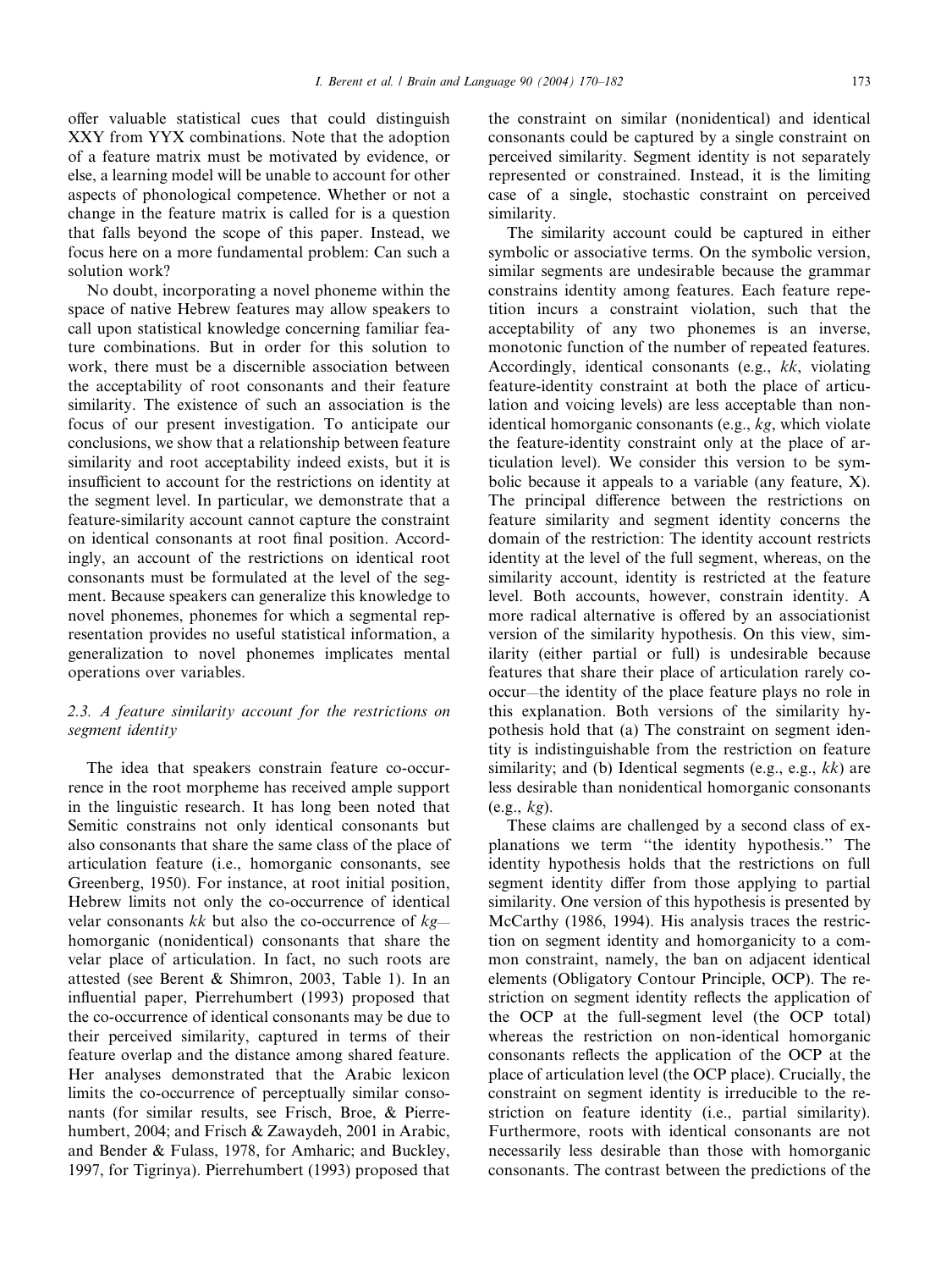offer valuable statistical cues that could distinguish XXY from YYX combinations. Note that the adoption of a feature matrix must be motivated by evidence, or else, a learning model will be unable to account for other aspects of phonological competence. Whether or not a change in the feature matrix is called for is a question that falls beyond the scope of this paper. Instead, we focus here on a more fundamental problem: Can such a solution work?

No doubt, incorporating a novel phoneme within the space of native Hebrew features may allow speakers to call upon statistical knowledge concerning familiar feature combinations. But in order for this solution to work, there must be a discernible association between the acceptability of root consonants and their feature similarity. The existence of such an association is the focus of our present investigation. To anticipate our conclusions, we show that a relationship between feature similarity and root acceptability indeed exists, but it is insufficient to account for the restrictions on identity at the segment level. In particular, we demonstrate that a feature-similarity account cannot capture the constraint on identical consonants at root final position. Accordingly, an account of the restrictions on identical root consonants must be formulated at the level of the segment. Because speakers can generalize this knowledge to novel phonemes, phonemes for which a segmental representation provides no useful statistical information, a generalization to novel phonemes implicates mental operations over variables.

### 2.3. A feature similarity account for the restrictions on segment identity

The idea that speakers constrain feature co-occurrence in the root morpheme has received ample support in the linguistic research. It has long been noted that Semitic constrains not only identical consonants but also consonants that share the same class of the place of articulation feature (i.e., homorganic consonants, see Greenberg, 1950). For instance, at root initial position, Hebrew limits not only the co-occurrence of identical velar consonants *kk* but also the co-occurrence of *kg*—homorganic (nonidentical) consonants that share the velar place of articulation. In fact, no such roots are attested (see Berent & Shimron, 2003, Table 1). In an influential paper, Pierrehumbert (1993) proposed that the co-occurrence of identical consonants may be due to their perceived similarity, captured in terms of their feature overlap and the distance among shared feature. Her analyses demonstrated that the Arabic lexicon limits the co-occurrence of perceptually similar consonants (for similar results, see Frisch, Broe, & Pierrehumbert, 2004; and Frisch & Zawaydeh, 2001 in Arabic, and Bender & Fulass, 1978, for Amharic; and Buckley, 1997, for Tigrinya). Pierrehumbert (1993) proposed that the constraint on similar (nonidentical) and identical consonants could be captured by a single constraint on perceived similarity. Segment identity is not separately represented or constrained. Instead, it is the limiting case of a single, stochastic constraint on perceived similarity.

The similarity account could be captured in either symbolic or associative terms. On the symbolic version, similar segments are undesirable because the grammar constrains identity among features. Each feature repetition incurs a constraint violation, such that the acceptability of any two phonemes is an inverse, monotonic function of the number of repeated features. Accordingly, identical consonants (e.g., *kk*, violating feature-identity constraint at both the place of articulation and voicing levels) are less acceptable than non-identical homorganic consonants (e.g., *kg*, which violate the feature-identity constraint only at the place of articulation level). We consider this version to be symbolic because it appeals to a variable (any feature, X). The principal difference between the restrictions on feature similarity and segment identity concerns the domain of the restriction: The identity account restricts identity at the level of the full segment, whereas, on the similarity account, identity is restricted at the feature level. Both accounts, however, constrain identity. A more radical alternative is offered by an associationist version of the similarity hypothesis. On this view, similarity (either partial or full) is undesirable because features that share their place of articulation rarely co-occur—the identity of the place feature plays no role in this explanation. Both versions of the similarity hypothesis hold that (a) The constraint on segment identity is indistinguishable from the restriction on feature similarity; and (b) Identical segments (e.g., e.g., *kk*) are less desirable than nonidentical homorganic consonants (e.g., *kg*).

These claims are challenged by a second class of explanations we term "the identity hypothesis." The identity hypothesis holds that the restrictions on full segment identity differ from those applying to partial similarity. One version of this hypothesis is presented by McCarthy (1986, 1994). His analysis traces the restriction on segment identity and homorganicity to a common constraint, namely, the ban on adjacent identical elements (Obligatory Contour Principle, OCP). The restriction on segment identity reflects the application of the OCP at the full-segment level (the OCP total) whereas the restriction on non-identical homorganic consonants reflects the application of the OCP at the place of articulation level (the OCP place). Crucially, the constraint on segment identity is irreducible to the restriction on feature identity (i.e., partial similarity). Furthermore, roots with identical consonants are not necessarily less desirable than those with homorganic consonants. The contrast between the predictions of the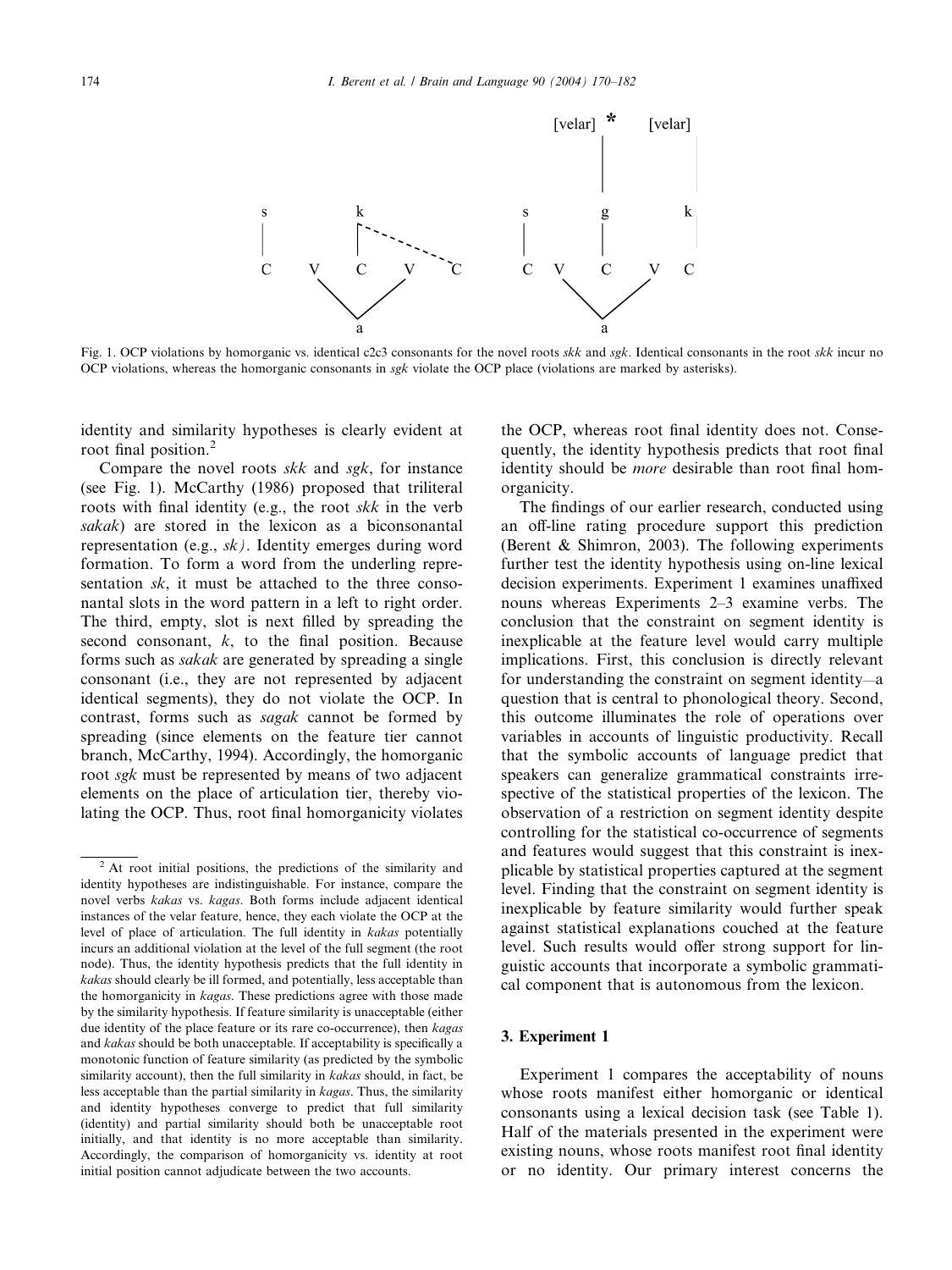Fig. 1. OCP violations by homorganic vs. identical c2c3 consonants for the novel roots *skk* and *sgk*. Identical consonants in the root *skk* incur no OCP violations, whereas the homorganic consonants in *sgk* violate the OCP place (violations are marked by asterisks).

identity and similarity hypotheses is clearly evident at root final position.[2]

Compare the novel roots *skk* and *sgk*, for instance (see Fig. 1). McCarthy (1986) proposed that triliteral roots with final identity (e.g., the root *skk* in the verb *sakak*) are stored in the lexicon as a biconsonantal representation (e.g., *sk)*. Identity emerges during word formation. To form a word from the underling representation *sk*, it must be attached to the three consonantal slots in the word pattern in a left to right order. The third, empty, slot is next filled by spreading the second consonant, *k*, to the final position. Because forms such as *sakak* are generated by spreading a single consonant (i.e., they are not represented by adjacent identical segments), they do not violate the OCP. In contrast, forms such as *sagak* cannot be formed by spreading (since elements on the feature tier cannot branch, McCarthy, 1994). Accordingly, the homorganic root *sgk* must be represented by means of two adjacent elements on the place of articulation tier, thereby violating the OCP. Thus, root final homorganicity violates the OCP, whereas root final identity does not. Consequently, the identity hypothesis predicts that root final identity should be *more* desirable than root final homorganicity.

The findings of our earlier research, conducted using an off-line rating procedure support this prediction (Berent & Shimron, 2003). The following experiments further test the identity hypothesis using on-line lexical decision experiments. Experiment 1 examines unaffixed nouns whereas Experiments 2–3 examine verbs. The conclusion that the constraint on segment identity is inexplicable at the feature level would carry multiple implications. First, this conclusion is directly relevant for understanding the constraint on segment identity—a question that is central to phonological theory. Second, this outcome illuminates the role of operations over variables in accounts of linguistic productivity. Recall that the symbolic accounts of language predict that speakers can generalize grammatical constraints irrespective of the statistical properties of the lexicon. The observation of a restriction on segment identity despite controlling for the statistical co-occurrence of segments and features would suggest that this constraint is inexplicable by statistical properties captured at the segment level. Finding that the constraint on segment identity is inexplicable by feature similarity would further speak against statistical explanations couched at the feature level. Such results would offer strong support for linguistic accounts that incorporate a symbolic grammatical component that is autonomous from the lexicon.

## 3. Experiment 1

Experiment 1 compares the acceptability of nouns whose roots manifest either homorganic or identical consonants using a lexical decision task (see Table 1). Half of the materials presented in the experiment were existing nouns, whose roots manifest root final identity or no identity. Our primary interest concerns the

[2] At root initial positions, the predictions of the similarity and identity hypotheses are indistinguishable. For instance, compare the novel verbs *kakas* vs. *kagas*. Both forms include adjacent identical instances of the velar feature, hence, they each violate the OCP at the level of place of articulation. The full identity in *kakas* potentially incurs an additional violation at the level of the full segment (the root node). Thus, the identity hypothesis predicts that the full identity in *kakas* should clearly be ill formed, and potentially, less acceptable than the homorganicity in *kagas*. These predictions agree with those made by the similarity hypothesis. If feature similarity is unacceptable (either due identity of the place feature or its rare co-occurrence), then *kagas* and *kakas* should be both unacceptable. If acceptability is specifically a monotonic function of feature similarity (as predicted by the symbolic similarity account), then the full similarity in *kakas* should, in fact, be less acceptable than the partial similarity in *kagas*. Thus, the similarity and identity hypotheses converge to predict that full similarity (identity) and partial similarity should both be unacceptable root initially, and that identity is no more acceptable than similarity. Accordingly, the comparison of homorganicity vs. identity at root initial position cannot adjudicate between the two accounts.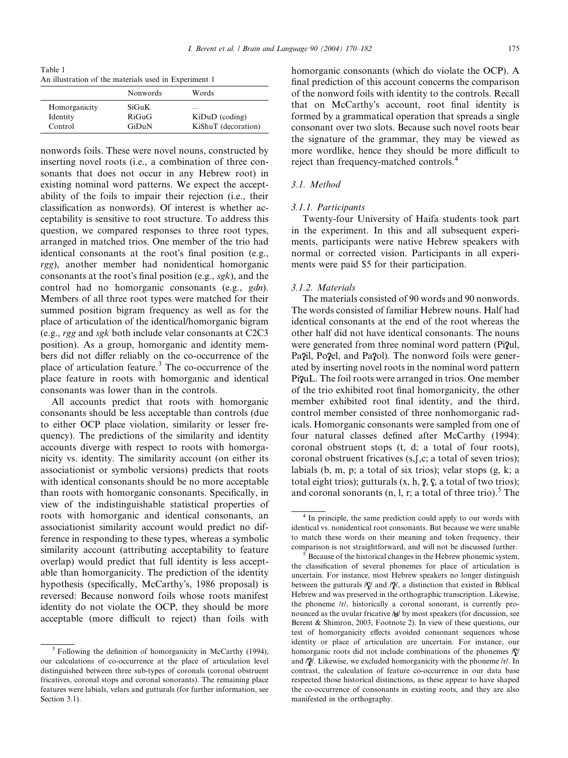Table 1
An illustration of the materials used in Experiment 1

| | Nonwords | Words |
|---|---|---|
| Homorganicity | SiGuK | — |
| Identity | RiGuG | KiDuD (coding) |
| Control | GiDuN | KiShuT (decoration) |

nonwords foils. These were novel nouns, constructed by inserting novel roots (i.e., a combination of three consonants that does not occur in any Hebrew root) in existing nominal word patterns. We expect the acceptability of the foils to impair their rejection (i.e., their classification as nonwords). Of interest is whether acceptability is sensitive to root structure. To address this question, we compared responses to three root types, arranged in matched trios. One member of the trio had identical consonants at the root's final position (e.g., *rgg*), another member had nonidentical homorganic consonants at the root's final position (e.g., *sgk*), and the control had no homorganic consonants (e.g., *gdn*). Members of all three root types were matched for their summed position bigram frequency as well as for the place of articulation of the identical/homorganic bigram (e.g., *rgg* and *sgk* both include velar consonants at C2C3 position). As a group, homorganic and identity members did not differ reliably on the co-occurrence of the place of articulation feature.[3] The co-occurrence of the place feature in roots with homorganic and identical consonants was lower than in the controls.

All accounts predict that roots with homorganic consonants should be less acceptable than controls (due to either OCP place violation, similarity or lesser frequency). The predictions of the similarity and identity accounts diverge with respect to roots with homorganicity vs. identity. The similarity account (on either its associationist or symbolic versions) predicts that roots with identical consonants should be no more acceptable than roots with homorganic consonants. Specifically, in view of the indistinguishable statistical properties of roots with homorganic and identical consonants, an associationist similarity account would predict no difference in responding to these types, whereas a symbolic similarity account (attributing acceptability to feature overlap) would predict that full identity is less acceptable than homorganicity. The prediction of the identity hypothesis (specifically, McCarthy's, 1986 proposal) is reversed: Because nonword foils whose roots manifest identity do not violate the OCP, they should be more acceptable (more difficult to reject) than foils with homorganic consonants (which do violate the OCP). A final prediction of this account concerns the comparison of the nonword foils with identity to the controls. Recall that on McCarthy's account, root final identity is formed by a grammatical operation that spreads a single consonant over two slots. Because such novel roots bear the signature of the grammar, they may be viewed as more wordlike, hence they should be more difficult to reject than frequency-matched controls.[4]

### 3.1. Method

#### 3.1.1. Participants

Twenty-four University of Haifa students took part in the experiment. In this and all subsequent experiments, participants were native Hebrew speakers with normal or corrected vision. Participants in all experiments were paid $5 for their participation.

#### 3.1.2. Materials

The materials consisted of 90 words and 90 nonwords. The words consisted of familiar Hebrew nouns. Half had identical consonants at the end of the root whereas the other half did not have identical consonants. The nouns were generated from three nominal word pattern (Piʔul, Paʔil, Poʔel, and Paʔol). The nonword foils were generated by inserting novel roots in the nominal word pattern PiʔuL. The foil roots were arranged in trios. One member of the trio exhibited root final homorganicity, the other member exhibited root final identity, and the third, control member consisted of three nonhomorganic radicals. Homorganic consonants were sampled from one of four natural classes defined after McCarthy (1994): coronal obstruent stops (t, d; a total of four roots), coronal obstruent fricatives (s,ʃ,c; a total of seven trios); labials (b, m, p; a total of six trios); velar stops (g, k; a total eight trios); gutturals (x, h, ʔ, ʕ, a total of two trios); and coronal sonorants (n, l, r; a total of three trio).[5] The

---

[3] Following the definition of homorganicity in McCarthy (1994), our calculations of co-occurrence at the place of articulation level distinguished between three sub-types of coronals (coronal obstruent fricatives, coronal stops and coronal sonorants). The remaining place features were labials, velars and gutturals (for further information, see Section 3.1).

[4] In principle, the same prediction could apply to our words with identical vs. nonidentical root consonants. But because we were unable to match these words on their meaning and token frequency, their comparison is not straightforward, and will not be discussed further.

[5] Because of the historical changes in the Hebrew phonemic system, the classification of several phonemes for place of articulation is uncertain. For instance, most Hebrew speakers no longer distinguish between the gutturals /ʕ/ and /ʔ/, a distinction that existed in Biblical Hebrew and was preserved in the orthographic transcription. Likewise, the phoneme /r/, historically a coronal sonorant, is currently pronounced as the uvular fricative /ʁ/ by most speakers (for discussion, see Berent & Shimron, 2003, Footnote 2). In view of these questions, our test of homorganicity effects avoided consonant sequences whose identity or place of articulation are uncertain. For instance, our homorganic roots did not include combinations of the phonemes /ʕ/ and /ʔ/. Likewise, we excluded homorganicity with the phoneme /r/. In contrast, the calculation of feature co-occurrence in our data base respected those historical distinctions, as these appear to have shaped the co-occurrence of consonants in existing roots, and they are also manifested in the orthography.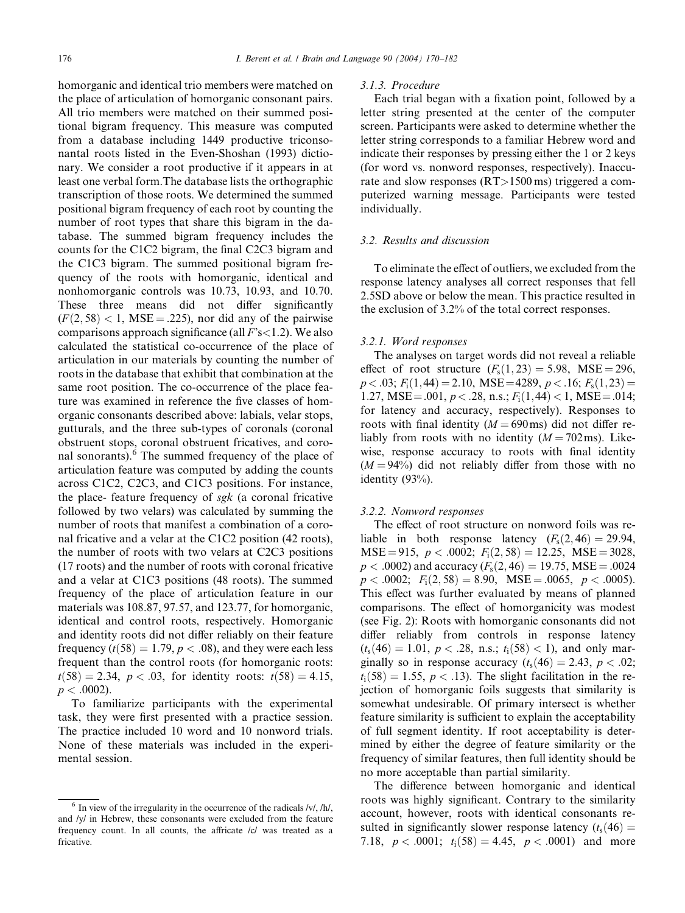homorganic and identical trio members were matched on the place of articulation of homorganic consonant pairs. All trio members were matched on their summed positional bigram frequency. This measure was computed from a database including 1449 productive triconsonantal roots listed in the Even-Shoshan (1993) dictionary. We consider a root productive if it appears in at least one verbal form.The database lists the orthographic transcription of those roots. We determined the summed positional bigram frequency of each root by counting the number of root types that share this bigram in the database. The summed bigram frequency includes the counts for the C1C2 bigram, the final C2C3 bigram and the C1C3 bigram. The summed positional bigram frequency of the roots with homorganic, identical and nonhomorganic controls was 10.73, 10.93, and 10.70. These three means did not differ significantly ($F(2, 58) < 1$, MSE = .225), nor did any of the pairwise comparisons approach significance (all $F$'s<1.2). We also calculated the statistical co-occurrence of the place of articulation in our materials by counting the number of roots in the database that exhibit that combination at the same root position. The co-occurrence of the place feature was examined in reference the five classes of homorganic consonants described above: labials, velar stops, gutturals, and the three sub-types of coronals (coronal obstruent stops, coronal obstruent fricatives, and coronal sonorants).[6] The summed frequency of the place of articulation feature was computed by adding the counts across C1C2, C2C3, and C1C3 positions. For instance, the place- feature frequency of *sgk* (a coronal fricative followed by two velars) was calculated by summing the number of roots that manifest a combination of a coronal fricative and a velar at the C1C2 position (42 roots), the number of roots with two velars at C2C3 positions (17 roots) and the number of roots with coronal fricative and a velar at C1C3 positions (48 roots). The summed frequency of the place of articulation feature in our materials was 108.87, 97.57, and 123.77, for homorganic, identical and control roots, respectively. Homorganic and identity roots did not differ reliably on their feature frequency ($t(58) = 1.79, p < .08$), and they were each less frequent than the control roots (for homorganic roots: $t(58) = 2.34$, $p < .03$, for identity roots: $t(58) = 4.15$, $p < .0002$).

To familiarize participants with the experimental task, they were first presented with a practice session. The practice included 10 word and 10 nonword trials. None of these materials was included in the experimental session.

[6] In view of the irregularity in the occurrence of the radicals /v/, /h/, and /y/ in Hebrew, these consonants were excluded from the feature frequency count. In all counts, the affricate /c/ was treated as a fricative.

#### 3.1.3. Procedure

Each trial began with a fixation point, followed by a letter string presented at the center of the computer screen. Participants were asked to determine whether the letter string corresponds to a familiar Hebrew word and indicate their responses by pressing either the 1 or 2 keys (for word vs. nonword responses, respectively). Inaccurate and slow responses (RT>1500 ms) triggered a computerized warning message. Participants were tested individually.

### 3.2. Results and discussion

To eliminate the effect of outliers, we excluded from the response latency analyses all correct responses that fell 2.5SD above or below the mean. This practice resulted in the exclusion of 3.2% of the total correct responses.

#### 3.2.1. Word responses

The analyses on target words did not reveal a reliable effect of root structure ($F_s(1, 23) = 5.98$, MSE = 296, $p < .03$; $F_i(1, 44) = 2.10$, MSE = 4289, $p < .16$; $F_s(1, 23) = 1.27$, MSE = .001, $p < .28$, n.s.; $F_i(1, 44) < 1$, MSE = .014; for latency and accuracy, respectively). Responses to roots with final identity ($M = 690$ ms) did not differ reliably from roots with no identity ($M = 702$ ms). Likewise, response accuracy to roots with final identity ($M = 94\%$) did not reliably differ from those with no identity (93%).

#### 3.2.2. Nonword responses

The effect of root structure on nonword foils was reliable in both response latency ($F_s(2, 46) = 29.94$, MSE = 915, $p < .0002$; $F_i(2, 58) = 12.25$, MSE = 3028, $p < .0002$) and accuracy ($F_s(2, 46) = 19.75$, MSE = .0024 $p < .0002$; $F_i(2, 58) = 8.90$, MSE = .0065, $p < .0005$). This effect was further evaluated by means of planned comparisons. The effect of homorganicity was modest (see Fig. 2): Roots with homorganic consonants did not differ reliably from controls in response latency ($t_s(46) = 1.01$, $p < .28$, n.s.; $t_i(58) < 1$), and only marginally so in response accuracy ($t_s(46) = 2.43$, $p < .02$; $t_i(58) = 1.55$, $p < .13$). The slight facilitation in the rejection of homorganic foils suggests that similarity is somewhat undesirable. Of primary intersect is whether feature similarity is sufficient to explain the acceptability of full segment identity. If root acceptability is determined by either the degree of feature similarity or the frequency of similar features, then full identity should be no more acceptable than partial similarity.

The difference between homorganic and identical roots was highly significant. Contrary to the similarity account, however, roots with identical consonants resulted in significantly slower response latency ($t_s(46) = 7.18$, $p < .0001$; $t_i(58) = 4.45$, $p < .0001$) and more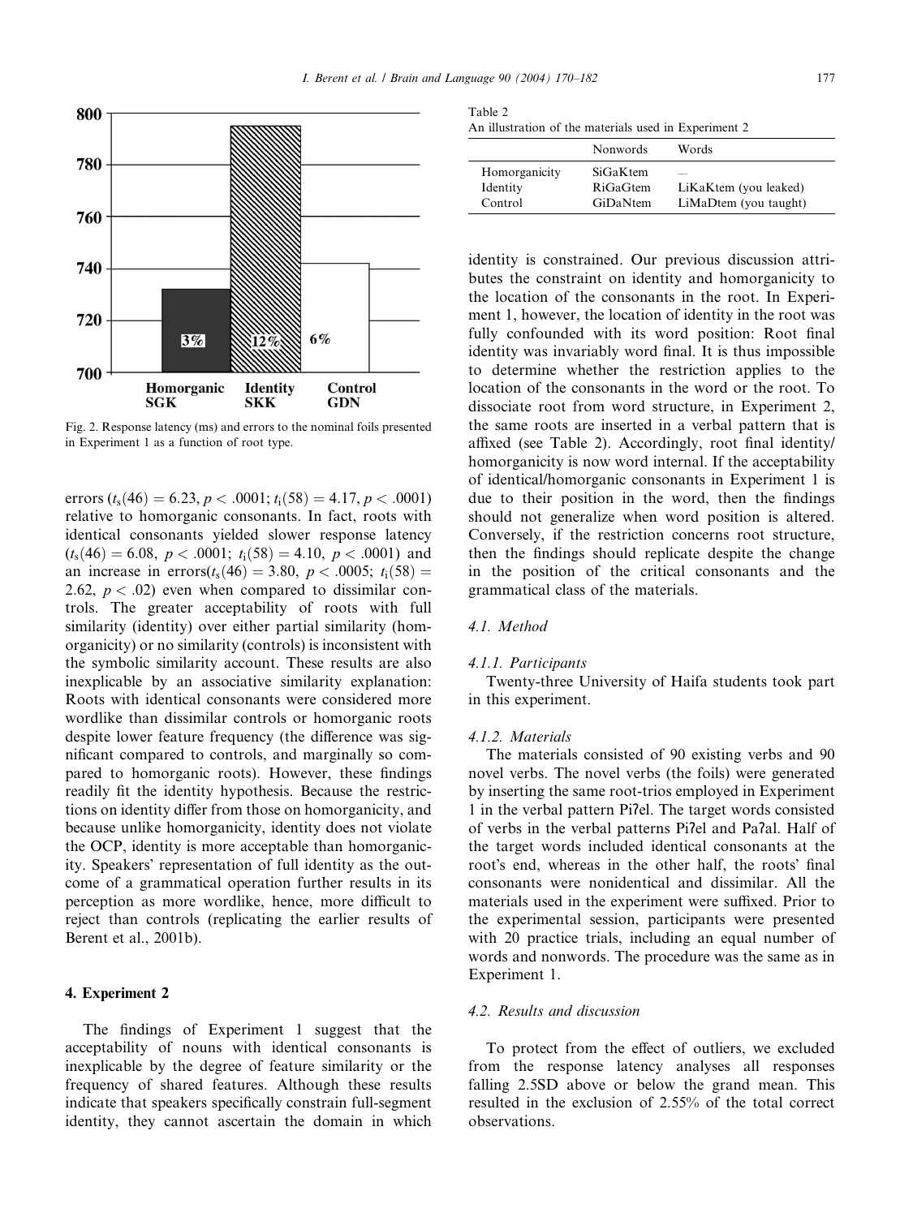Fig. 2. Response latency (ms) and errors to the nominal foils presented in Experiment 1 as a function of root type.

errors ($t_s(46) = 6.23$, $p < .0001$; $t_i(58) = 4.17$, $p < .0001$) relative to homorganic consonants. In fact, roots with identical consonants yielded slower response latency ($t_s(46) = 6.08$, $p < .0001$; $t_i(58) = 4.10$, $p < .0001$) and an increase in errors($t_s(46) = 3.80$, $p < .0005$; $t_i(58) = 2.62$, $p < .02$) even when compared to dissimilar controls. The greater acceptability of roots with full similarity (identity) over either partial similarity (homorganicity) or no similarity (controls) is inconsistent with the symbolic similarity account. These results are also inexplicable by an associative similarity explanation: Roots with identical consonants were considered more wordlike than dissimilar controls or homorganic roots despite lower feature frequency (the difference was significant compared to controls, and marginally so compared to homorganic roots). However, these findings readily fit the identity hypothesis. Because the restrictions on identity differ from those on homorganicity, and because unlike homorganicity, identity does not violate the OCP, identity is more acceptable than homorganicity. Speakers' representation of full identity as the outcome of a grammatical operation further results in its perception as more wordlike, hence, more difficult to reject than controls (replicating the earlier results of Berent et al., 2001b).

## 4. Experiment 2

The findings of Experiment 1 suggest that the acceptability of nouns with identical consonants is inexplicable by the degree of feature similarity or the frequency of shared features. Although these results indicate that speakers specifically constrain full-segment identity, they cannot ascertain the domain in which identity is constrained. Our previous discussion attributes the constraint on identity and homorganicity to the location of the consonants in the root. In Experiment 1, however, the location of identity in the root was fully confounded with its word position: Root final identity was invariably word final. It is thus impossible to determine whether the restriction applies to the location of the consonants in the word or the root. To dissociate root from word structure, in Experiment 2, the same roots are inserted in a verbal pattern that is affixed (see Table 2). Accordingly, root final identity/homorganicity is now word internal. If the acceptability of identical/homorganic consonants in Experiment 1 is due to their position in the word, then the findings should not generalize when word position is altered. Conversely, if the restriction concerns root structure, then the findings should replicate despite the change in the position of the critical consonants and the grammatical class of the materials.

Table 2
An illustration of the materials used in Experiment 2

| | Nonwords | Words |
|---|---|---|
| Homorganicity | SiGaKtem | — |
| Identity | RiGaGtem | LiKaKtem (you leaked) |
| Control | GiDaNtem | LiMaDtem (you taught) |

### 4.1. Method

#### 4.1.1. Participants

Twenty-three University of Haifa students took part in this experiment.

#### 4.1.2. Materials

The materials consisted of 90 existing verbs and 90 novel verbs. The novel verbs (the foils) were generated by inserting the same root-trios employed in Experiment 1 in the verbal pattern Piʔel. The target words consisted of verbs in the verbal patterns Piʔel and Paʔal. Half of the target words included identical consonants at the root's end, whereas in the other half, the roots' final consonants were nonidentical and dissimilar. All the materials used in the experiment were suffixed. Prior to the experimental session, participants were presented with 20 practice trials, including an equal number of words and nonwords. The procedure was the same as in Experiment 1.

### 4.2. Results and discussion

To protect from the effect of outliers, we excluded from the response latency analyses all responses falling 2.5SD above or below the grand mean. This resulted in the exclusion of 2.55% of the total correct observations.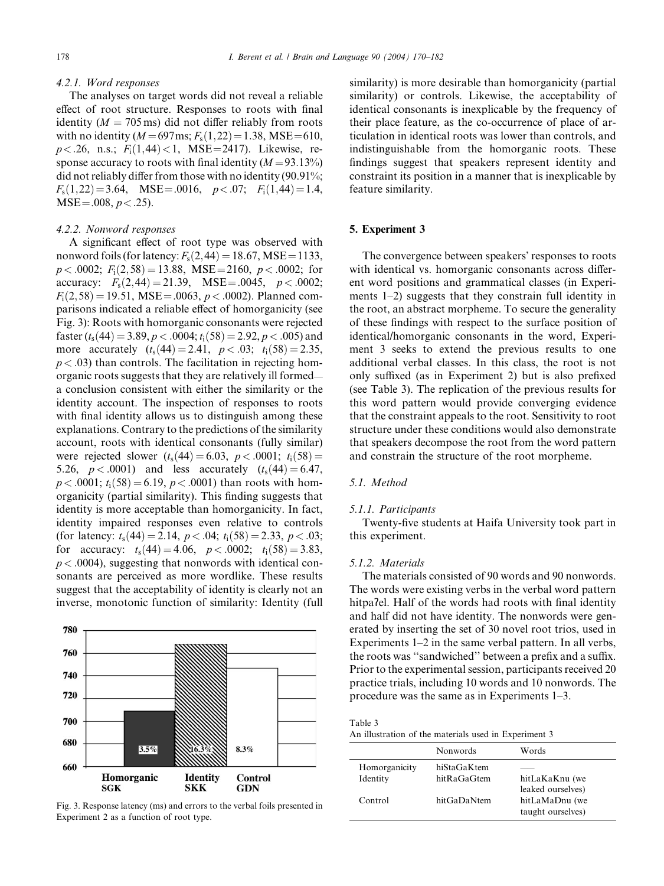#### 4.2.1. Word responses

The analyses on target words did not reveal a reliable effect of root structure. Responses to roots with final identity ($M = 705$ ms) did not differ reliably from roots with no identity ($M = 697$ms; $F_s(1,22) = 1.38$, MSE = 610, $p < .26$, n.s.; $F_i(1,44) < 1$, MSE = 2417). Likewise, response accuracy to roots with final identity ($M = 93.13\%$) did not reliably differ from those with no identity (90.91%; $F_s(1,22) = 3.64$, MSE = .0016, $p < .07$; $F_i(1,44) = 1.4$, MSE = .008, $p < .25$).

#### 4.2.2. Nonword responses

A significant effect of root type was observed with nonword foils (for latency: $F_s(2,44) = 18.67$, MSE = 1133, $p < .0002$; $F_i(2,58) = 13.88$, MSE = 2160, $p < .0002$; for accuracy: $F_s(2,44) = 21.39$, MSE = .0045, $p < .0002$; $F_i(2,58) = 19.51$, MSE = .0063, $p < .0002$). Planned comparisons indicated a reliable effect of homorganicity (see Fig. 3): Roots with homorganic consonants were rejected faster ($t_s(44) = 3.89$, $p < .0004$; $t_i(58) = 2.92$, $p < .005$) and more accurately ($t_s(44) = 2.41$, $p < .03$; $t_i(58) = 2.35$, $p < .03$) than controls. The facilitation in rejecting homorganic roots suggests that they are relatively ill formed—a conclusion consistent with either the similarity or the identity account. The inspection of responses to roots with final identity allows us to distinguish among these explanations. Contrary to the predictions of the similarity account, roots with identical consonants (fully similar) were rejected slower ($t_s(44) = 6.03$, $p < .0001$; $t_i(58) = 5.26$, $p < .0001$) and less accurately ($t_s(44) = 6.47$, $p < .0001$; $t_i(58) = 6.19$, $p < .0001$) than roots with homorganicity (partial similarity). This finding suggests that identity is more acceptable than homorganicity. In fact, identity impaired responses even relative to controls (for latency: $t_s(44) = 2.14$, $p < .04$; $t_i(58) = 2.33$, $p < .03$; for accuracy: $t_s(44) = 4.06$, $p < .0002$; $t_i(58) = 3.83$, $p < .0004$), suggesting that nonwords with identical consonants are perceived as more wordlike. These results suggest that the acceptability of identity is clearly not an inverse, monotonic function of similarity: Identity (full similarity) is more desirable than homorganicity (partial similarity) or controls. Likewise, the acceptability of identical consonants is inexplicable by the frequency of their place feature, as the co-occurrence of place of articulation in identical roots was lower than controls, and indistinguishable from the homorganic roots. These findings suggest that speakers represent identity and constraint its position in a manner that is inexplicable by feature similarity.

Fig. 3. Response latency (ms) and errors to the verbal foils presented in Experiment 2 as a function of root type.

## 5. Experiment 3

The convergence between speakers' responses to roots with identical vs. homorganic consonants across different word positions and grammatical classes (in Experiments 1–2) suggests that they constrain full identity in the root, an abstract morpheme. To secure the generality of these findings with respect to the surface position of identical/homorganic consonants in the word, Experiment 3 seeks to extend the previous results to one additional verbal classes. In this class, the root is not only suffixed (as in Experiment 2) but is also prefixed (see Table 3). The replication of the previous results for this word pattern would provide converging evidence that the constraint appeals to the root. Sensitivity to root structure under these conditions would also demonstrate that speakers decompose the root from the word pattern and constrain the structure of the root morpheme.

### 5.1. Method

#### 5.1.1. Participants

Twenty-five students at Haifa University took part in this experiment.

#### 5.1.2. Materials

The materials consisted of 90 words and 90 nonwords. The words were existing verbs in the verbal word pattern hitpaʔel. Half of the words had roots with final identity and half did not have identity. The nonwords were generated by inserting the set of 30 novel root trios, used in Experiments 1–2 in the same verbal pattern. In all verbs, the roots was "sandwiched" between a prefix and a suffix. Prior to the experimental session, participants received 20 practice trials, including 10 words and 10 nonwords. The procedure was the same as in Experiments 1–3.

Table 3
An illustration of the materials used in Experiment 3

| | Nonwords | Words |
|---|---|---|
| Homorganicity | hiStaGaKtem | —— |
| Identity | hitRaGaGtem | hitLaKaKnu (we leaked ourselves) |
| Control | hitGaDaNtem | hitLaMaDnu (we taught ourselves) |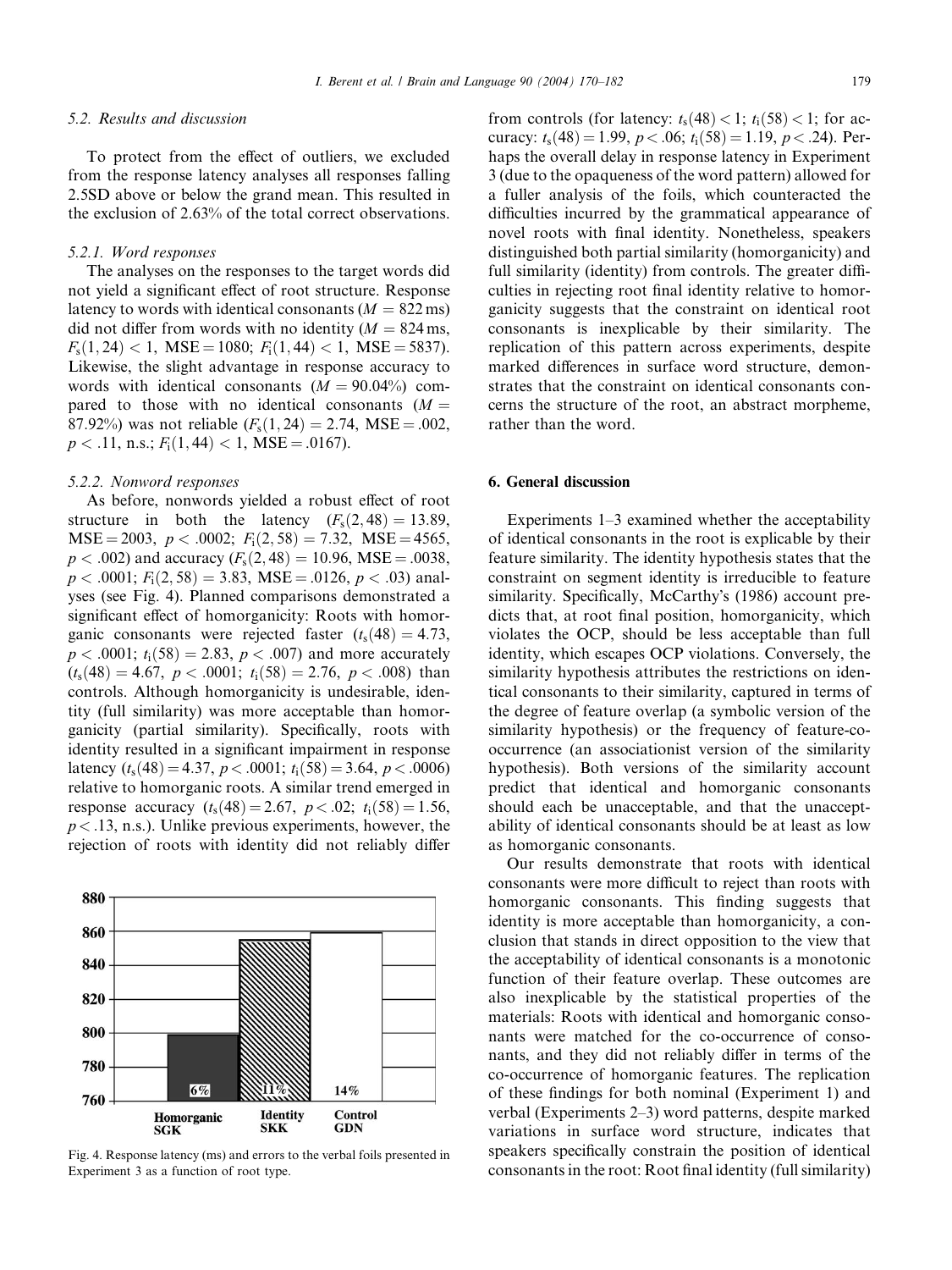### 5.2. Results and discussion

To protect from the effect of outliers, we excluded from the response latency analyses all responses falling 2.5SD above or below the grand mean. This resulted in the exclusion of 2.63% of the total correct observations.

#### 5.2.1. Word responses

The analyses on the responses to the target words did not yield a significant effect of root structure. Response latency to words with identical consonants ($M = 822$ ms) did not differ from words with no identity ($M = 824$ ms, $F_s(1, 24) < 1$, MSE = 1080; $F_i(1, 44) < 1$, MSE = 5837). Likewise, the slight advantage in response accuracy to words with identical consonants ($M = 90.04\%$) compared to those with no identical consonants ($M = 87.92\%$) was not reliable ($F_s(1, 24) = 2.74$, MSE = .002, $p < .11$, n.s.; $F_i(1, 44) < 1$, MSE = .0167).

#### 5.2.2. Nonword responses

As before, nonwords yielded a robust effect of root structure in both the latency ($F_s(2, 48) = 13.89$, MSE = 2003, $p < .0002$; $F_i(2, 58) = 7.32$, MSE = 4565, $p < .002$) and accuracy ($F_s(2, 48) = 10.96$, MSE = .0038, $p < .0001$; $F_i(2, 58) = 3.83$, MSE = .0126, $p < .03$) analyses (see Fig. 4). Planned comparisons demonstrated a significant effect of homorganicity: Roots with homorganic consonants were rejected faster ($t_s(48) = 4.73$, $p < .0001$; $t_i(58) = 2.83$, $p < .007$) and more accurately ($t_s(48) = 4.67$, $p < .0001$; $t_i(58) = 2.76$, $p < .008$) than controls. Although homorganicity is undesirable, identity (full similarity) was more acceptable than homorganicity (partial similarity). Specifically, roots with identity resulted in a significant impairment in response latency ($t_s(48) = 4.37$, $p < .0001$; $t_i(58) = 3.64$, $p < .0006$) relative to homorganic roots. A similar trend emerged in response accuracy ($t_s(48) = 2.67$, $p < .02$; $t_i(58) = 1.56$, $p < .13$, n.s.). Unlike previous experiments, however, the rejection of roots with identity did not reliably differ from controls (for latency: $t_s(48) < 1$; $t_i(58) < 1$; for accuracy: $t_s(48) = 1.99$, $p < .06$; $t_i(58) = 1.19$, $p < .24$). Perhaps the overall delay in response latency in Experiment 3 (due to the opaqueness of the word pattern) allowed for a fuller analysis of the foils, which counteracted the difficulties incurred by the grammatical appearance of novel roots with final identity. Nonetheless, speakers distinguished both partial similarity (homorganicity) and full similarity (identity) from controls. The greater difficulties in rejecting root final identity relative to homorganicity suggests that the constraint on identical root consonants is inexplicable by their similarity. The replication of this pattern across experiments, despite marked differences in surface word structure, demonstrates that the constraint on identical consonants concerns the structure of the root, an abstract morpheme, rather than the word.

880
860
840
820
800
780
760

6%
11%
14%

Homorganic SGK
Identity SKK
Control GDN

Fig. 4. Response latency (ms) and errors to the verbal foils presented in Experiment 3 as a function of root type.

## 6. General discussion

Experiments 1–3 examined whether the acceptability of identical consonants in the root is explicable by their feature similarity. The identity hypothesis states that the constraint on segment identity is irreducible to feature similarity. Specifically, McCarthy's (1986) account predicts that, at root final position, homorganicity, which violates the OCP, should be less acceptable than full identity, which escapes OCP violations. Conversely, the similarity hypothesis attributes the restrictions on identical consonants to their similarity, captured in terms of the degree of feature overlap (a symbolic version of the similarity hypothesis) or the frequency of feature-co-occurrence (an associationist version of the similarity hypothesis). Both versions of the similarity account predict that identical and homorganic consonants should each be unacceptable, and that the unacceptability of identical consonants should be at least as low as homorganic consonants.

Our results demonstrate that roots with identical consonants were more difficult to reject than roots with homorganic consonants. This finding suggests that identity is more acceptable than homorganicity, a conclusion that stands in direct opposition to the view that the acceptability of identical consonants is a monotonic function of their feature overlap. These outcomes are also inexplicable by the statistical properties of the materials: Roots with identical and homorganic consonants were matched for the co-occurrence of consonants, and they did not reliably differ in terms of the co-occurrence of homorganic features. The replication of these findings for both nominal (Experiment 1) and verbal (Experiments 2–3) word patterns, despite marked variations in surface word structure, indicates that speakers specifically constrain the position of identical consonants in the root: Root final identity (full similarity)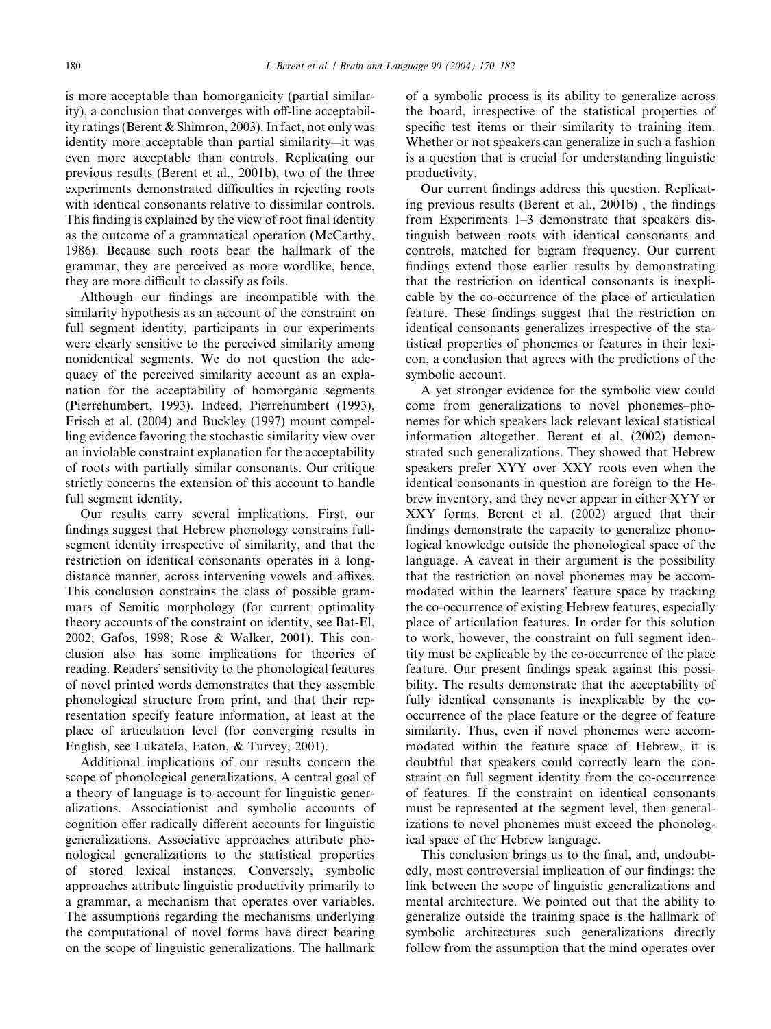is more acceptable than homorganicity (partial similarity), a conclusion that converges with off-line acceptability ratings (Berent & Shimron, 2003). In fact, not only was identity more acceptable than partial similarity—it was even more acceptable than controls. Replicating our previous results (Berent et al., 2001b), two of the three experiments demonstrated difficulties in rejecting roots with identical consonants relative to dissimilar controls. This finding is explained by the view of root final identity as the outcome of a grammatical operation (McCarthy, 1986). Because such roots bear the hallmark of the grammar, they are perceived as more wordlike, hence, they are more difficult to classify as foils.

Although our findings are incompatible with the similarity hypothesis as an account of the constraint on full segment identity, participants in our experiments were clearly sensitive to the perceived similarity among nonidentical segments. We do not question the adequacy of the perceived similarity account as an explanation for the acceptability of homorganic segments (Pierrehumbert, 1993). Indeed, Pierrehumbert (1993), Frisch et al. (2004) and Buckley (1997) mount compelling evidence favoring the stochastic similarity view over an inviolable constraint explanation for the acceptability of roots with partially similar consonants. Our critique strictly concerns the extension of this account to handle full segment identity.

Our results carry several implications. First, our findings suggest that Hebrew phonology constrains full-segment identity irrespective of similarity, and that the restriction on identical consonants operates in a long-distance manner, across intervening vowels and affixes. This conclusion constrains the class of possible grammars of Semitic morphology (for current optimality theory accounts of the constraint on identity, see Bat-El, 2002; Gafos, 1998; Rose & Walker, 2001). This conclusion also has some implications for theories of reading. Readers' sensitivity to the phonological features of novel printed words demonstrates that they assemble phonological structure from print, and that their representation specify feature information, at least at the place of articulation level (for converging results in English, see Lukatela, Eaton, & Turvey, 2001).

Additional implications of our results concern the scope of phonological generalizations. A central goal of a theory of language is to account for linguistic generalizations. Associationist and symbolic accounts of cognition offer radically different accounts for linguistic generalizations. Associative approaches attribute phonological generalizations to the statistical properties of stored lexical instances. Conversely, symbolic approaches attribute linguistic productivity primarily to a grammar, a mechanism that operates over variables. The assumptions regarding the mechanisms underlying the computational of novel forms have direct bearing on the scope of linguistic generalizations. The hallmark of a symbolic process is its ability to generalize across the board, irrespective of the statistical properties of specific test items or their similarity to training item. Whether or not speakers can generalize in such a fashion is a question that is crucial for understanding linguistic productivity.

Our current findings address this question. Replicating previous results (Berent et al., 2001b) , the findings from Experiments 1–3 demonstrate that speakers distinguish between roots with identical consonants and controls, matched for bigram frequency. Our current findings extend those earlier results by demonstrating that the restriction on identical consonants is inexplicable by the co-occurrence of the place of articulation feature. These findings suggest that the restriction on identical consonants generalizes irrespective of the statistical properties of phonemes or features in their lexicon, a conclusion that agrees with the predictions of the symbolic account.

A yet stronger evidence for the symbolic view could come from generalizations to novel phonemes–phonemes for which speakers lack relevant lexical statistical information altogether. Berent et al. (2002) demonstrated such generalizations. They showed that Hebrew speakers prefer XYY over XXY roots even when the identical consonants in question are foreign to the Hebrew inventory, and they never appear in either XYY or XXY forms. Berent et al. (2002) argued that their findings demonstrate the capacity to generalize phonological knowledge outside the phonological space of the language. A caveat in their argument is the possibility that the restriction on novel phonemes may be accommodated within the learners' feature space by tracking the co-occurrence of existing Hebrew features, especially place of articulation features. In order for this solution to work, however, the constraint on full segment identity must be explicable by the co-occurrence of the place feature. Our present findings speak against this possibility. The results demonstrate that the acceptability of fully identical consonants is inexplicable by the co-occurrence of the place feature or the degree of feature similarity. Thus, even if novel phonemes were accommodated within the feature space of Hebrew, it is doubtful that speakers could correctly learn the constraint on full segment identity from the co-occurrence of features. If the constraint on identical consonants must be represented at the segment level, then generalizations to novel phonemes must exceed the phonological space of the Hebrew language.

This conclusion brings us to the final, and, undoubtedly, most controversial implication of our findings: the link between the scope of linguistic generalizations and mental architecture. We pointed out that the ability to generalize outside the training space is the hallmark of symbolic architectures—such generalizations directly follow from the assumption that the mind operates over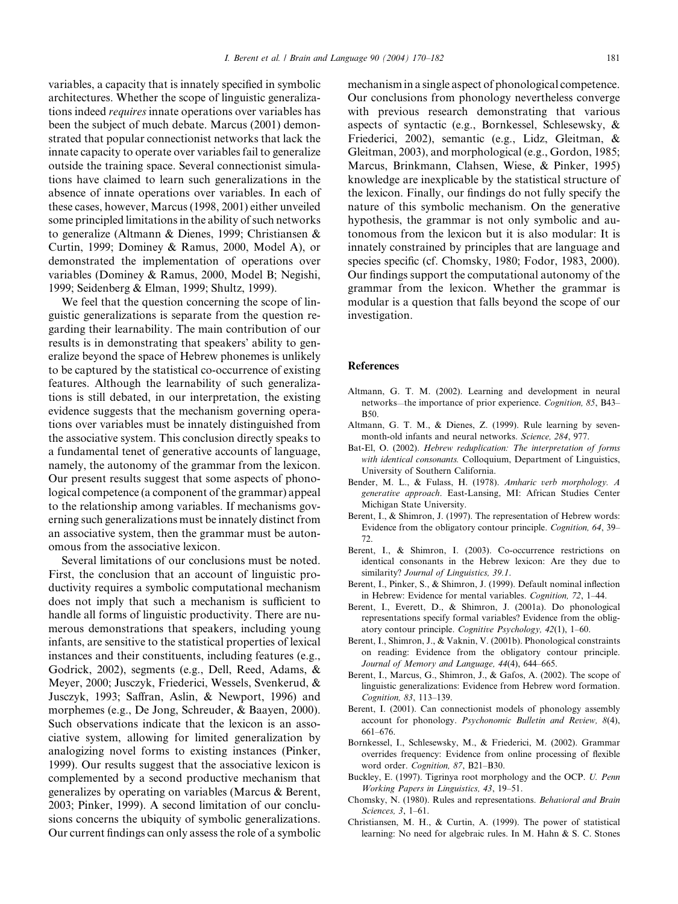variables, a capacity that is innately specified in symbolic architectures. Whether the scope of linguistic generalizations indeed *requires* innate operations over variables has been the subject of much debate. Marcus (2001) demonstrated that popular connectionist networks that lack the innate capacity to operate over variables fail to generalize outside the training space. Several connectionist simulations have claimed to learn such generalizations in the absence of innate operations over variables. In each of these cases, however, Marcus (1998, 2001) either unveiled some principled limitations in the ability of such networks to generalize (Altmann & Dienes, 1999; Christiansen & Curtin, 1999; Dominey & Ramus, 2000, Model A), or demonstrated the implementation of operations over variables (Dominey & Ramus, 2000, Model B; Negishi, 1999; Seidenberg & Elman, 1999; Shultz, 1999).

We feel that the question concerning the scope of linguistic generalizations is separate from the question regarding their learnability. The main contribution of our results is in demonstrating that speakers' ability to generalize beyond the space of Hebrew phonemes is unlikely to be captured by the statistical co-occurrence of existing features. Although the learnability of such generalizations is still debated, in our interpretation, the existing evidence suggests that the mechanism governing operations over variables must be innately distinguished from the associative system. This conclusion directly speaks to a fundamental tenet of generative accounts of language, namely, the autonomy of the grammar from the lexicon. Our present results suggest that some aspects of phonological competence (a component of the grammar) appeal to the relationship among variables. If mechanisms governing such generalizations must be innately distinct from an associative system, then the grammar must be autonomous from the associative lexicon.

Several limitations of our conclusions must be noted. First, the conclusion that an account of linguistic productivity requires a symbolic computational mechanism does not imply that such a mechanism is sufficient to handle all forms of linguistic productivity. There are numerous demonstrations that speakers, including young infants, are sensitive to the statistical properties of lexical instances and their constituents, including features (e.g., Godrick, 2002), segments (e.g., Dell, Reed, Adams, & Meyer, 2000; Jusczyk, Friederici, Wessels, Svenkerud, & Jusczyk, 1993; Saffran, Aslin, & Newport, 1996) and morphemes (e.g., De Jong, Schreuder, & Baayen, 2000). Such observations indicate that the lexicon is an associative system, allowing for limited generalization by analogizing novel forms to existing instances (Pinker, 1999). Our results suggest that the associative lexicon is complemented by a second productive mechanism that generalizes by operating on variables (Marcus & Berent, 2003; Pinker, 1999). A second limitation of our conclusions concerns the ubiquity of symbolic generalizations. Our current findings can only assess the role of a symbolic mechanism in a single aspect of phonological competence. Our conclusions from phonology nevertheless converge with previous research demonstrating that various aspects of syntactic (e.g., Bornkessel, Schlesewsky, & Friederici, 2002), semantic (e.g., Lidz, Gleitman, & Gleitman, 2003), and morphological (e.g., Gordon, 1985; Marcus, Brinkmann, Clahsen, Wiese, & Pinker, 1995) knowledge are inexplicable by the statistical structure of the lexicon. Finally, our findings do not fully specify the nature of this symbolic mechanism. On the generative hypothesis, the grammar is not only symbolic and autonomous from the lexicon but it is also modular: It is innately constrained by principles that are language and species specific (cf. Chomsky, 1980; Fodor, 1983, 2000). Our findings support the computational autonomy of the grammar from the lexicon. Whether the grammar is modular is a question that falls beyond the scope of our investigation.

## References

Altmann, G. T. M. (2002). Learning and development in neural networks—the importance of prior experience. *Cognition, 85*, B43–B50.

Altmann, G. T. M., & Dienes, Z. (1999). Rule learning by seven-month-old infants and neural networks. *Science, 284*, 977.

Bat-El, O. (2002). *Hebrew reduplication: The interpretation of forms with identical consonants.* Colloquium, Department of Linguistics, University of Southern California.

Bender, M. L., & Fulass, H. (1978). *Amharic verb morphology. A generative approach*. East-Lansing, MI: African Studies Center Michigan State University.

Berent, I., & Shimron, J. (1997). The representation of Hebrew words: Evidence from the obligatory contour principle. *Cognition, 64*, 39–72.

Berent, I., & Shimron, I. (2003). Co-occurrence restrictions on identical consonants in the Hebrew lexicon: Are they due to similarity? *Journal of Linguistics, 39.1*.

Berent, I., Pinker, S., & Shimron, J. (1999). Default nominal inflection in Hebrew: Evidence for mental variables. *Cognition, 72*, 1–44.

Berent, I., Everett, D., & Shimron, J. (2001a). Do phonological representations specify formal variables? Evidence from the obligatory contour principle. *Cognitive Psychology, 42*(1), 1–60.

Berent, I., Shimron, J., & Vaknin, V. (2001b). Phonological constraints on reading: Evidence from the obligatory contour principle. *Journal of Memory and Language, 44*(4), 644–665.

Berent, I., Marcus, G., Shimron, J., & Gafos, A. (2002). The scope of linguistic generalizations: Evidence from Hebrew word formation. *Cognition, 83*, 113–139.

Berent, I. (2001). Can connectionist models of phonology assembly account for phonology. *Psychonomic Bulletin and Review, 8*(4), 661–676.

Bornkessel, I., Schlesewsky, M., & Friederici, M. (2002). Grammar overrides frequency: Evidence from online processing of flexible word order. *Cognition, 87*, B21–B30.

Buckley, E. (1997). Tigrinya root morphology and the OCP. *U. Penn Working Papers in Linguistics, 43*, 19–51.

Chomsky, N. (1980). Rules and representations. *Behavioral and Brain Sciences, 3*, 1–61.

Christiansen, M. H., & Curtin, A. (1999). The power of statistical learning: No need for algebraic rules. In M. Hahn & S. C. Stones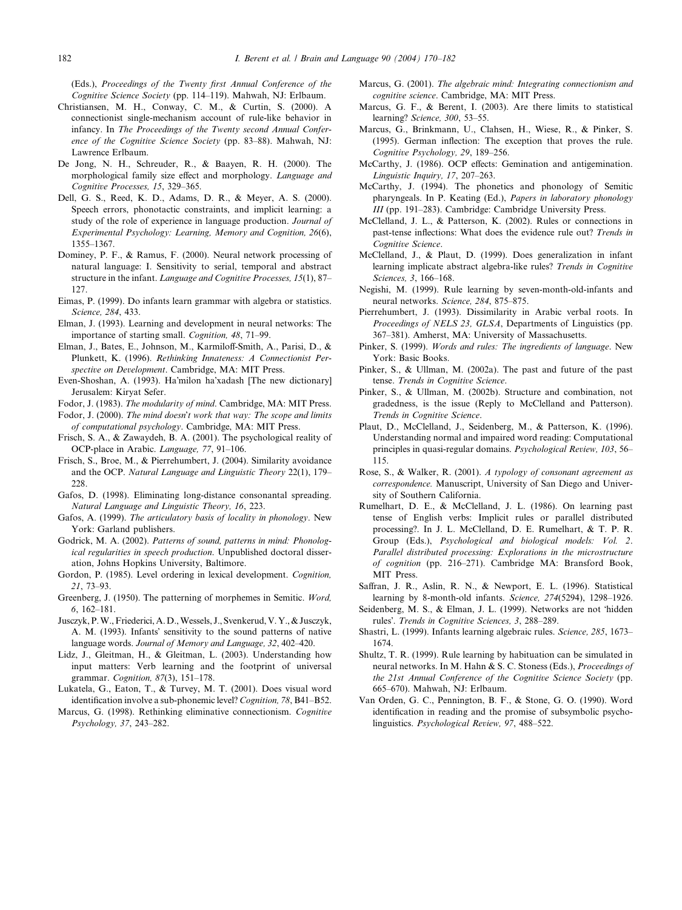(Eds.), *Proceedings of the Twenty first Annual Conference of the Cognitive Science Society* (pp. 114–119). Mahwah, NJ: Erlbaum.

Christiansen, M. H., Conway, C. M., & Curtin, S. (2000). A connectionist single-mechanism account of rule-like behavior in infancy. In *The Proceedings of the Twenty second Annual Conference of the Cognitive Science Society* (pp. 83–88). Mahwah, NJ: Lawrence Erlbaum.

De Jong, N. H., Schreuder, R., & Baayen, R. H. (2000). The morphological family size effect and morphology. *Language and Cognitive Processes, 15*, 329–365.

Dell, G. S., Reed, K. D., Adams, D. R., & Meyer, A. S. (2000). Speech errors, phonotactic constraints, and implicit learning: a study of the role of experience in language production. *Journal of Experimental Psychology: Learning, Memory and Cognition, 26*(6), 1355–1367.

Dominey, P. F., & Ramus, F. (2000). Neural network processing of natural language: I. Sensitivity to serial, temporal and abstract structure in the infant. *Language and Cognitive Processes, 15*(1), 87–127.

Eimas, P. (1999). Do infants learn grammar with algebra or statistics. *Science, 284*, 433.

Elman, J. (1993). Learning and development in neural networks: The importance of starting small. *Cognition, 48*, 71–99.

Elman, J., Bates, E., Johnson, M., Karmiloff-Smith, A., Parisi, D., & Plunkett, K. (1996). *Rethinking Innateness: A Connectionist Perspective on Development*. Cambridge, MA: MIT Press.

Even-Shoshan, A. (1993). Ha'milon ha'xadash [The new dictionary] Jerusalem: Kiryat Sefer.

Fodor, J. (1983). *The modularity of mind*. Cambridge, MA: MIT Press.

Fodor, J. (2000). *The mind doesn't work that way: The scope and limits of computational psychology*. Cambridge, MA: MIT Press.

Frisch, S. A., & Zawaydeh, B. A. (2001). The psychological reality of OCP-place in Arabic. *Language, 77*, 91–106.

Frisch, S., Broe, M., & Pierrehumbert, J. (2004). Similarity avoidance and the OCP. *Natural Language and Linguistic Theory* 22(1), 179–228.

Gafos, D. (1998). Eliminating long-distance consonantal spreading. *Natural Language and Linguistic Theory, 16*, 223.

Gafos, A. (1999). *The articulatory basis of locality in phonology*. New York: Garland publishers.

Godrick, M. A. (2002). *Patterns of sound, patterns in mind: Phonological regularities in speech production*. Unpublished doctoral dissertation, Johns Hopkins University, Baltimore.

Gordon, P. (1985). Level ordering in lexical development. *Cognition, 21*, 73–93.

Greenberg, J. (1950). The patterning of morphemes in Semitic. *Word, 6*, 162–181.

Jusczyk, P. W., Friederici, A. D., Wessels, J., Svenkerud, V. Y., & Jusczyk, A. M. (1993). Infants' sensitivity to the sound patterns of native language words. *Journal of Memory and Language, 32*, 402–420.

Lidz, J., Gleitman, H., & Gleitman, L. (2003). Understanding how input matters: Verb learning and the footprint of universal grammar. *Cognition, 87*(3), 151–178.

Lukatela, G., Eaton, T., & Turvey, M. T. (2001). Does visual word identification involve a sub-phonemic level? *Cognition, 78*, B41–B52.

Marcus, G. (1998). Rethinking eliminative connectionism. *Cognitive Psychology, 37*, 243–282.

Marcus, G. (2001). *The algebraic mind: Integrating connectionism and cognitive science*. Cambridge, MA: MIT Press.

Marcus, G. F., & Berent, I. (2003). Are there limits to statistical learning? *Science, 300*, 53–55.

Marcus, G., Brinkmann, U., Clahsen, H., Wiese, R., & Pinker, S. (1995). German inflection: The exception that proves the rule. *Cognitive Psychology, 29*, 189–256.

McCarthy, J. (1986). OCP effects: Gemination and antigemination. *Linguistic Inquiry, 17*, 207–263.

McCarthy, J. (1994). The phonetics and phonology of Semitic pharyngeals. In P. Keating (Ed.), *Papers in laboratory phonology III* (pp. 191–283). Cambridge: Cambridge University Press.

McClelland, J. L., & Patterson, K. (2002). Rules or connections in past-tense inflections: What does the evidence rule out? *Trends in Cognitive Science*.

McClelland, J., & Plaut, D. (1999). Does generalization in infant learning implicate abstract algebra-like rules? *Trends in Cognitive Sciences, 3*, 166–168.

Negishi, M. (1999). Rule learning by seven-month-old-infants and neural networks. *Science, 284*, 875–875.

Pierrehumbert, J. (1993). Dissimilarity in Arabic verbal roots. In *Proceedings of NELS 23, GLSA*, Departments of Linguistics (pp. 367–381). Amherst, MA: University of Massachusetts.

Pinker, S. (1999). *Words and rules: The ingredients of language*. New York: Basic Books.

Pinker, S., & Ullman, M. (2002a). The past and future of the past tense. *Trends in Cognitive Science*.

Pinker, S., & Ullman, M. (2002b). Structure and combination, not gradedness, is the issue (Reply to McClelland and Patterson). *Trends in Cognitive Science*.

Plaut, D., McClelland, J., Seidenberg, M., & Patterson, K. (1996). Understanding normal and impaired word reading: Computational principles in quasi-regular domains. *Psychological Review, 103*, 56–115.

Rose, S., & Walker, R. (2001). *A typology of consonant agreement as correspondence.* Manuscript, University of San Diego and University of Southern California.

Rumelhart, D. E., & McClelland, J. L. (1986). On learning past tense of English verbs: Implicit rules or parallel distributed processing?. In J. L. McClelland, D. E. Rumelhart, & T. P. R. Group (Eds.), *Psychological and biological models: Vol. 2. Parallel distributed processing: Explorations in the microstructure of cognition* (pp. 216–271). Cambridge MA: Bransford Book, MIT Press.

Saffran, J. R., Aslin, R. N., & Newport, E. L. (1996). Statistical learning by 8-month-old infants. *Science, 274*(5294), 1298–1926.

Seidenberg, M. S., & Elman, J. L. (1999). Networks are not 'hidden rules'. *Trends in Cognitive Sciences, 3*, 288–289.

Shastri, L. (1999). Infants learning algebraic rules. *Science, 285*, 1673–1674.

Shultz, T. R. (1999). Rule learning by habituation can be simulated in neural networks. In M. Hahn & S. C. Stoness (Eds.), *Proceedings of the 21st Annual Conference of the Cognitive Science Society* (pp. 665–670). Mahwah, NJ: Erlbaum.

Van Orden, G. C., Pennington, B. F., & Stone, G. O. (1990). Word identification in reading and the promise of subsymbolic psycholinguistics. *Psychological Review, 97*, 488–522.